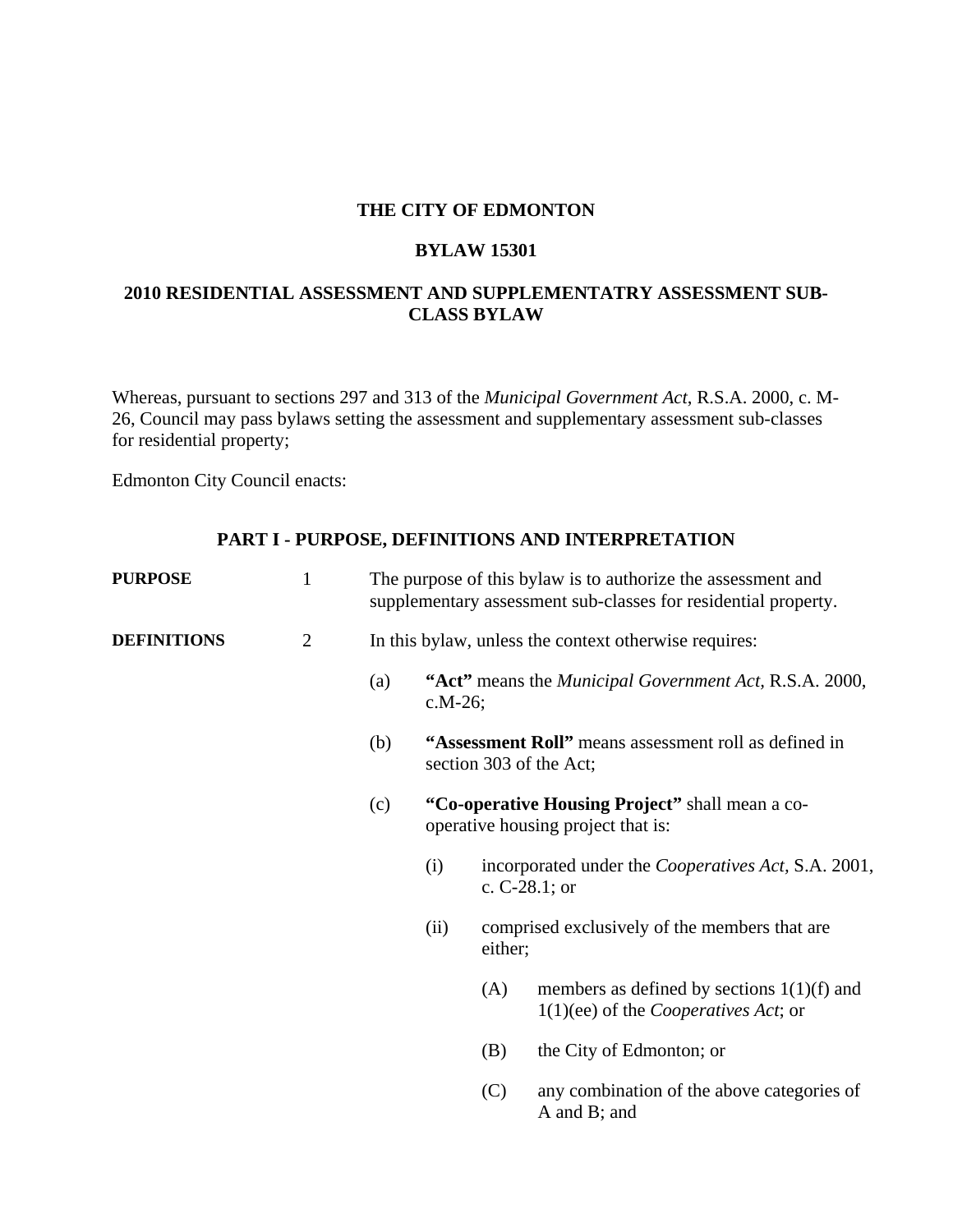**THE CITY OF EDMONTON**

**BYLAW 15301**

**2010 RESIDENTIAL ASSESSMENT AND SUPPLEMENTATRY ASSESSMENT SUB-CLASS BYLAW**

Whereas, pursuant to sections 297 and 313 of the *Municipal Government Act*, R.S.A. 2000, c. M-26, Council may pass bylaws setting the assessment and supplementary assessment sub-classes for residential property;

Edmonton City Council enacts:

**PART I - PURPOSE, DEFINITIONS AND INTERPRETATION**

**PURPOSE** 1 The purpose of this bylaw is to authorize the assessment and supplementary assessment sub-classes for residential property.

**DEFINITIONS** 2 In this bylaw, unless the context otherwise requires:

(a) **"Act"** means the *Municipal Government Act*, R.S.A. 2000, c.M-26;

(b) **"Assessment Roll"** means assessment roll as defined in section 303 of the Act;

(c) **"Co-operative Housing Project"** shall mean a co-operative housing project that is:

(i) incorporated under the *Cooperatives Act,* S.A. 2001, c. C-28.1; or

(ii) comprised exclusively of the members that are either;

(A) members as defined by sections 1(1)(f) and 1(1)(ee) of the *Cooperatives Act*; or

(B) the City of Edmonton; or

(C) any combination of the above categories of A and B; and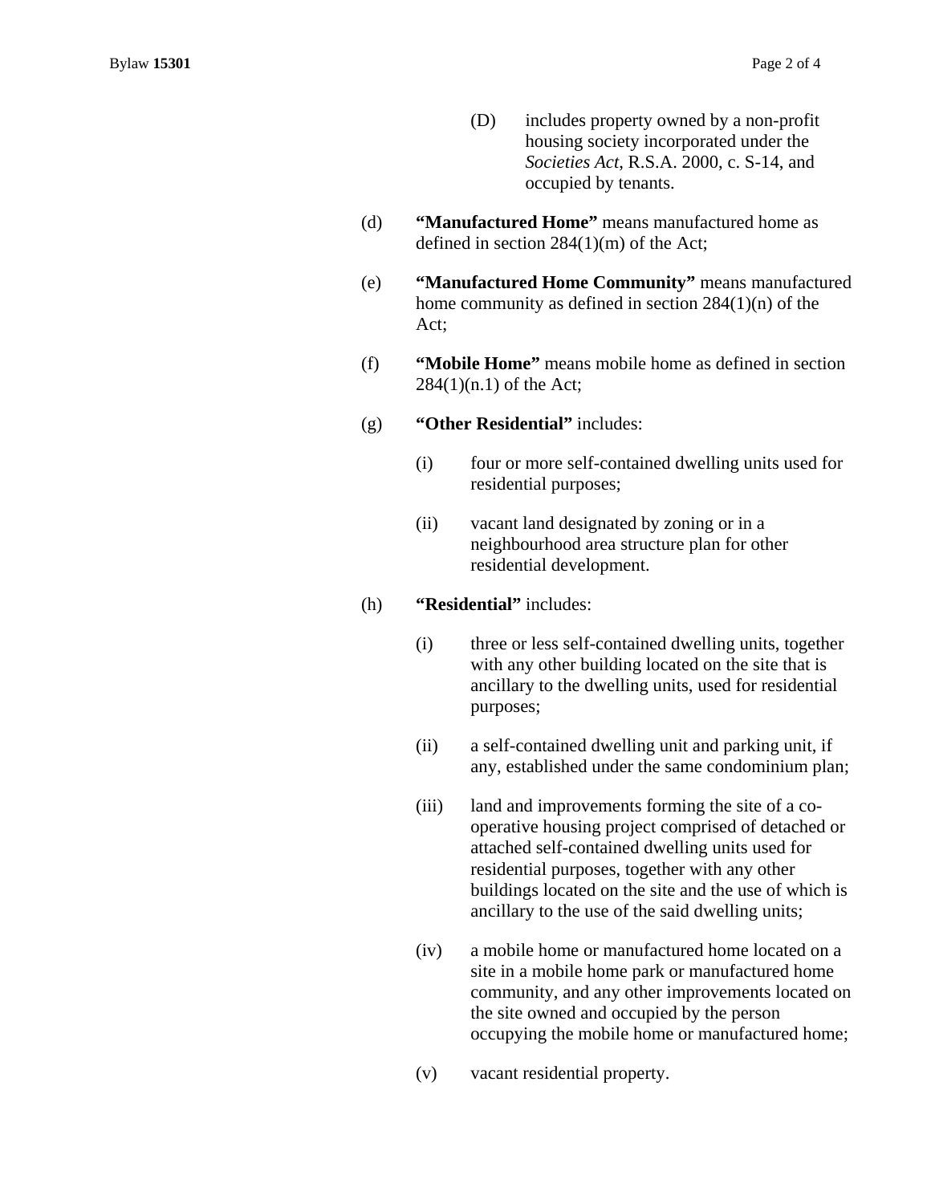(D) includes property owned by a non-profit housing society incorporated under the *Societies Act*, R.S.A. 2000, c. S-14, and occupied by tenants.

(d) **"Manufactured Home"** means manufactured home as defined in section 284(1)(m) of the Act;

(e) **"Manufactured Home Community"** means manufactured home community as defined in section 284(1)(n) of the Act;

(f) **"Mobile Home"** means mobile home as defined in section 284(1)(n.1) of the Act;

(g) **"Other Residential"** includes:

(i) four or more self-contained dwelling units used for residential purposes;

(ii) vacant land designated by zoning or in a neighbourhood area structure plan for other residential development.

(h) **"Residential"** includes:

(i) three or less self-contained dwelling units, together with any other building located on the site that is ancillary to the dwelling units, used for residential purposes;

(ii) a self-contained dwelling unit and parking unit, if any, established under the same condominium plan;

(iii) land and improvements forming the site of a co-operative housing project comprised of detached or attached self-contained dwelling units used for residential purposes, together with any other buildings located on the site and the use of which is ancillary to the use of the said dwelling units;

(iv) a mobile home or manufactured home located on a site in a mobile home park or manufactured home community, and any other improvements located on the site owned and occupied by the person occupying the mobile home or manufactured home;

(v) vacant residential property.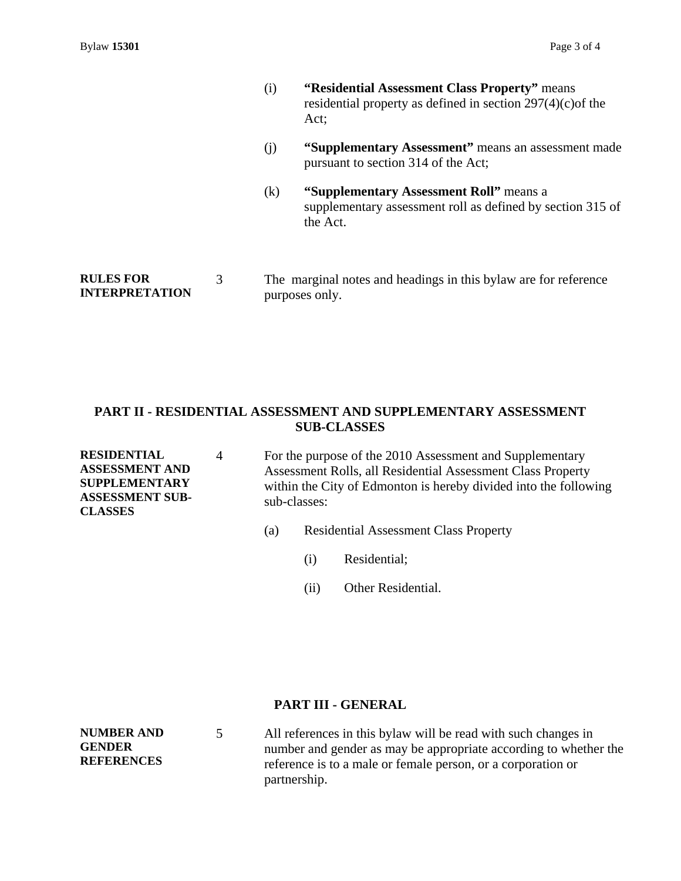(i) **"Residential Assessment Class Property"** means residential property as defined in section 297(4)(c)of the Act;

(j) **"Supplementary Assessment"** means an assessment made pursuant to section 314 of the Act;

(k) **"Supplementary Assessment Roll"** means a supplementary assessment roll as defined by section 315 of the Act.

**RULES FOR INTERPRETATION**

3 The marginal notes and headings in this bylaw are for reference purposes only.

## PART II - RESIDENTIAL ASSESSMENT AND SUPPLEMENTARY ASSESSMENT SUB-CLASSES

**RESIDENTIAL ASSESSMENT AND SUPPLEMENTARY ASSESSMENT SUB-CLASSES**

4 For the purpose of the 2010 Assessment and Supplementary Assessment Rolls, all Residential Assessment Class Property within the City of Edmonton is hereby divided into the following sub-classes:

(a) Residential Assessment Class Property

(i) Residential;

(ii) Other Residential.

## PART III - GENERAL

**NUMBER AND GENDER REFERENCES**

5 All references in this bylaw will be read with such changes in number and gender as may be appropriate according to whether the reference is to a male or female person, or a corporation or partnership.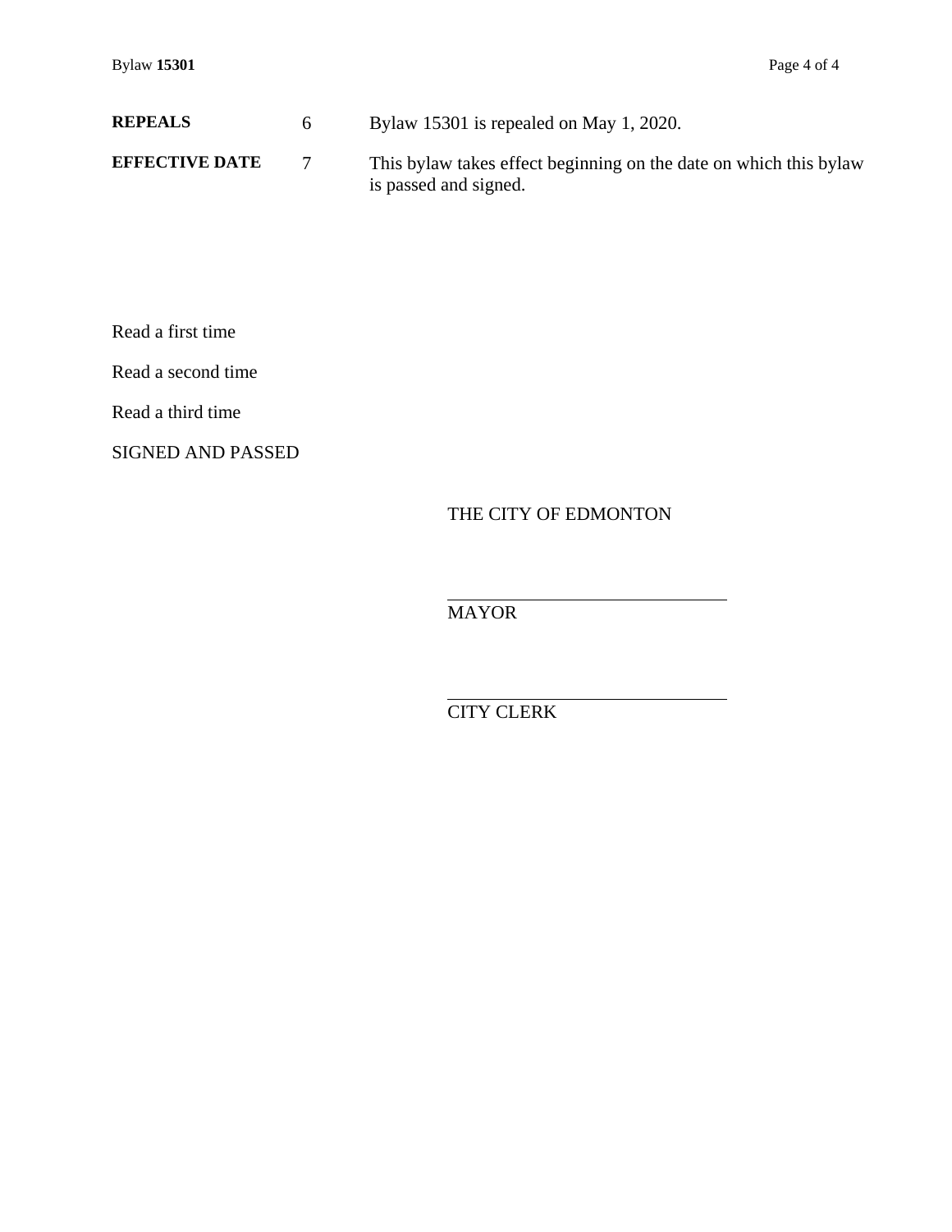**REPEALS** 6 Bylaw 15301 is repealed on May 1, 2020.

**EFFECTIVE DATE** 7 This bylaw takes effect beginning on the date on which this bylaw is passed and signed.

Read a first time

Read a second time

Read a third time

SIGNED AND PASSED

THE CITY OF EDMONTON

_______________________________
MAYOR

_______________________________
CITY CLERK